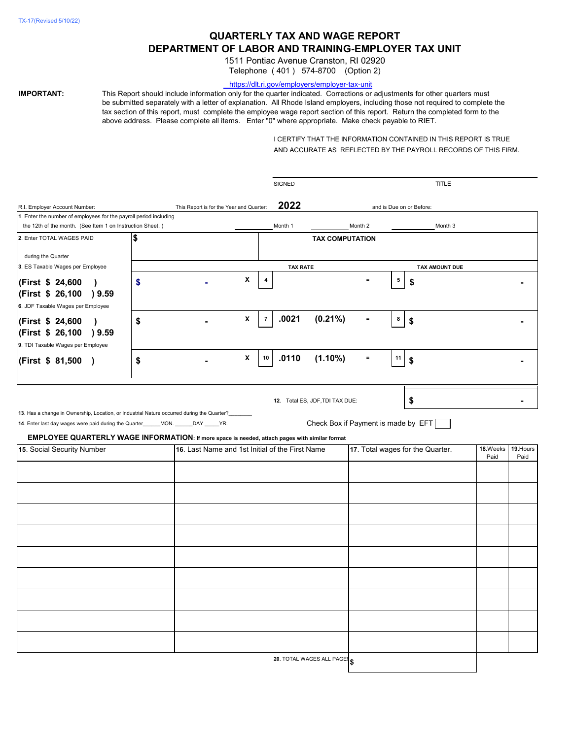TX-17(Revised 5/10/22)

# QUARTERLY TAX AND WAGE REPORT
# DEPARTMENT OF LABOR AND TRAINING-EMPLOYER TAX UNIT

1511 Pontiac Avenue Cranston, RI 02920
Telephone ( 401 ) 574-8700 (Option 2)

https://dlt.ri.gov/employers/employer-tax-unit

**IMPORTANT:** This Report should include information only for the quarter indicated. Corrections or adjustments for other quarters must be submitted separately with a letter of explanation. All Rhode Island employers, including those not required to complete the tax section of this report, must complete the employee wage report section of this report. Return the completed form to the above address. Please complete all items. Enter "0" where appropriate. Make check payable to RIET.

I CERTIFY THAT THE INFORMATION CONTAINED IN THIS REPORT IS TRUE AND ACCURATE AS REFLECTED BY THE PAYROLL RECORDS OF THIS FIRM.

SIGNED ______________________ TITLE ______________________

R.I. Employer Account Number: ________ This Report is for the Year and Quarter: **2022** and is Due on or Before: ________

| | | | | | |
|---|---|---|---|---|---|
| 1. Enter the number of employees for the payroll period including the 12th of the month. (See Item 1 on Instruction Sheet.) | ________ Month 1 | ________ Month 2 | ________ Month 3 | | |
| 2. Enter TOTAL WAGES PAID during the Quarter | $ | **TAX COMPUTATION** | | | |
| | | | **TAX RATE** | | **TAX AMOUNT DUE** |
| 3. ES Taxable Wages per Employee **(First $ 24,600 )** **(First $ 26,100 ) 9.59** | $ - | X | 4 | = | 5 $ - |
| 6. JDF Taxable Wages per Employee **(First $ 24,600 )** **(First $ 26,100 ) 9.59** | $ - | X | 7 **.0021 (0.21%)** | = | 8 $ - |
| 9. TDI Taxable Wages per Employee **(First $ 81,500 )** | $ - | X | 10 **.0110 (1.10%)** | = | 11 $ - |
| | | | 12. Total ES, JDF,TDI TAX DUE: | | $ - |

13. Has a change in Ownership, Location, or Industrial Nature occurred during the Quarter?________

14. Enter last day wages were paid during the Quarter______MON. ______DAY _____YR.

Check Box if Payment is made by EFT ☐

**EMPLOYEE QUARTERLY WAGE INFORMATION: If more space is needed, attach pages with similar format**

| 15. Social Security Number | 16. Last Name and 1st Initial of the First Name | 17. Total wages for the Quarter. | 18. Weeks Paid | 19. Hours Paid |
|---|---|---|---|---|
| | | | | |
| | | | | |
| | | | | |
| | | | | |
| | | | | |
| | | | | |
| | | | | |
| | | | | |
| | | | | |
| | 20. TOTAL WAGES ALL PAGES | $ | | |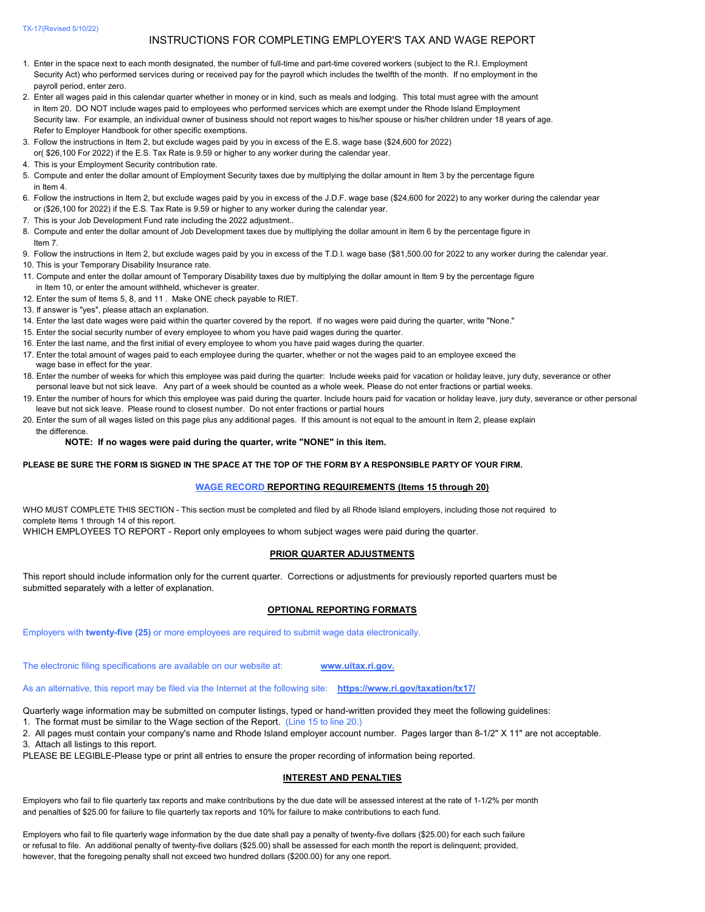TX-17(Revised 5/10/22)

# INSTRUCTIONS FOR COMPLETING EMPLOYER'S TAX AND WAGE REPORT

1. Enter in the space next to each month designated, the number of full-time and part-time covered workers (subject to the R.I. Employment Security Act) who performed services during or received pay for the payroll which includes the twelfth of the month. If no employment in the payroll period, enter zero.
2. Enter all wages paid in this calendar quarter whether in money or in kind, such as meals and lodging. This total must agree with the amount in Item 20. DO NOT include wages paid to employees who performed services which are exempt under the Rhode Island Employment Security law. For example, an individual owner of business should not report wages to his/her spouse or his/her children under 18 years of age. Refer to Employer Handbook for other specific exemptions.
3. Follow the instructions in Item 2, but exclude wages paid by you in excess of the E.S. wage base ($24,600 for 2022) or( $26,100 For 2022) if the E.S. Tax Rate is 9.59 or higher to any worker during the calendar year.
4. This is your Employment Security contribution rate.
5. Compute and enter the dollar amount of Employment Security taxes due by multiplying the dollar amount in Item 3 by the percentage figure in Item 4.
6. Follow the instructions in Item 2, but exclude wages paid by you in excess of the J.D.F. wage base ($24,600 for 2022) to any worker during the calendar year or ($26,100 for 2022) if the E.S. Tax Rate is 9.59 or higher to any worker during the calendar year.
7. This is your Job Development Fund rate including the 2022 adjustment..
8. Compute and enter the dollar amount of Job Development taxes due by multiplying the dollar amount in Item 6 by the percentage figure in Item 7.
9. Follow the instructions in Item 2, but exclude wages paid by you in excess of the T.D.I. wage base ($81,500.00 for 2022 to any worker during the calendar year.
10. This is your Temporary Disability Insurance rate.
11. Compute and enter the dollar amount of Temporary Disability taxes due by multiplying the dollar amount in Item 9 by the percentage figure in Item 10, or enter the amount withheld, whichever is greater.
12. Enter the sum of Items 5, 8, and 11 . Make ONE check payable to RIET.
13. If answer is "yes", please attach an explanation.
14. Enter the last date wages were paid within the quarter covered by the report. If no wages were paid during the quarter, write "None."
15. Enter the social security number of every employee to whom you have paid wages during the quarter.
16. Enter the last name, and the first initial of every employee to whom you have paid wages during the quarter.
17. Enter the total amount of wages paid to each employee during the quarter, whether or not the wages paid to an employee exceed the wage base in effect for the year.
18. Enter the number of weeks for which this employee was paid during the quarter: Include weeks paid for vacation or holiday leave, jury duty, severance or other personal leave but not sick leave. Any part of a week should be counted as a whole week. Please do not enter fractions or partial weeks.
19. Enter the number of hours for which this employee was paid during the quarter. Include hours paid for vacation or holiday leave, jury duty, severance or other personal leave but not sick leave. Please round to closest number. Do not enter fractions or partial hours
20. Enter the sum of all wages listed on this page plus any additional pages. If this amount is not equal to the amount in Item 2, please explain the difference.

**NOTE: If no wages were paid during the quarter, write "NONE" in this item.**

**PLEASE BE SURE THE FORM IS SIGNED IN THE SPACE AT THE TOP OF THE FORM BY A RESPONSIBLE PARTY OF YOUR FIRM.**

## WAGE RECORD REPORTING REQUIREMENTS (Items 15 through 20)

WHO MUST COMPLETE THIS SECTION - This section must be completed and filed by all Rhode Island employers, including those not required to complete Items 1 through 14 of this report.

WHICH EMPLOYEES TO REPORT - Report only employees to whom subject wages were paid during the quarter.

## PRIOR QUARTER ADJUSTMENTS

This report should include information only for the current quarter. Corrections or adjustments for previously reported quarters must be submitted separately with a letter of explanation.

## OPTIONAL REPORTING FORMATS

Employers with **twenty-five (25)** or more employees are required to submit wage data electronically.

The electronic filing specifications are available on our website at: **www.uitax.ri.gov.**

As an alternative, this report may be filed via the Internet at the following site: **https://www.ri.gov/taxation/tx17/**

Quarterly wage information may be submitted on computer listings, typed or hand-written provided they meet the following guidelines:

1. The format must be similar to the Wage section of the Report. (Line 15 to line 20.)
2. All pages must contain your company's name and Rhode Island employer account number. Pages larger than 8-1/2" X 11" are not acceptable.
3. Attach all listings to this report.

PLEASE BE LEGIBLE-Please type or print all entries to ensure the proper recording of information being reported.

## INTEREST AND PENALTIES

Employers who fail to file quarterly tax reports and make contributions by the due date will be assessed interest at the rate of 1-1/2% per month and penalties of $25.00 for failure to file quarterly tax reports and 10% for failure to make contributions to each fund.

Employers who fail to file quarterly wage information by the due date shall pay a penalty of twenty-five dollars ($25.00) for each such failure or refusal to file. An additional penalty of twenty-five dollars ($25.00) shall be assessed for each month the report is delinquent; provided, however, that the foregoing penalty shall not exceed two hundred dollars ($200.00) for any one report.